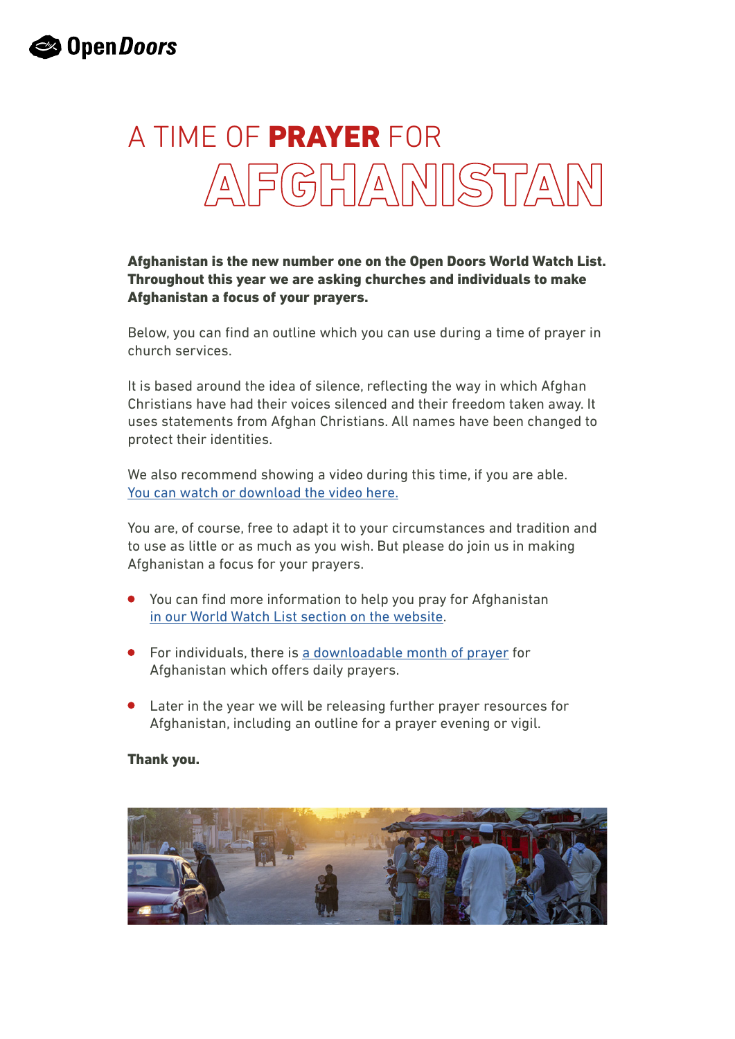Open Doors

# A TIME OF **PRAYER** FOR AFGHANISTAN

**Afghanistan is the new number one on the Open Doors World Watch List. Throughout this year we are asking churches and individuals to make Afghanistan a focus of your prayers.**

Below, you can find an outline which you can use during a time of prayer in church services.

It is based around the idea of silence, reflecting the way in which Afghan Christians have had their voices silenced and their freedom taken away. It uses statements from Afghan Christians. All names have been changed to protect their identities.

We also recommend showing a video during this time, if you are able. You can watch or download the video here.

You are, of course, free to adapt it to your circumstances and tradition and to use as little or as much as you wish. But please do join us in making Afghanistan a focus for your prayers.

- You can find more information to help you pray for Afghanistan in our World Watch List section on the website.
- For individuals, there is a downloadable month of prayer for Afghanistan which offers daily prayers.
- Later in the year we will be releasing further prayer resources for Afghanistan, including an outline for a prayer evening or vigil.

**Thank you.**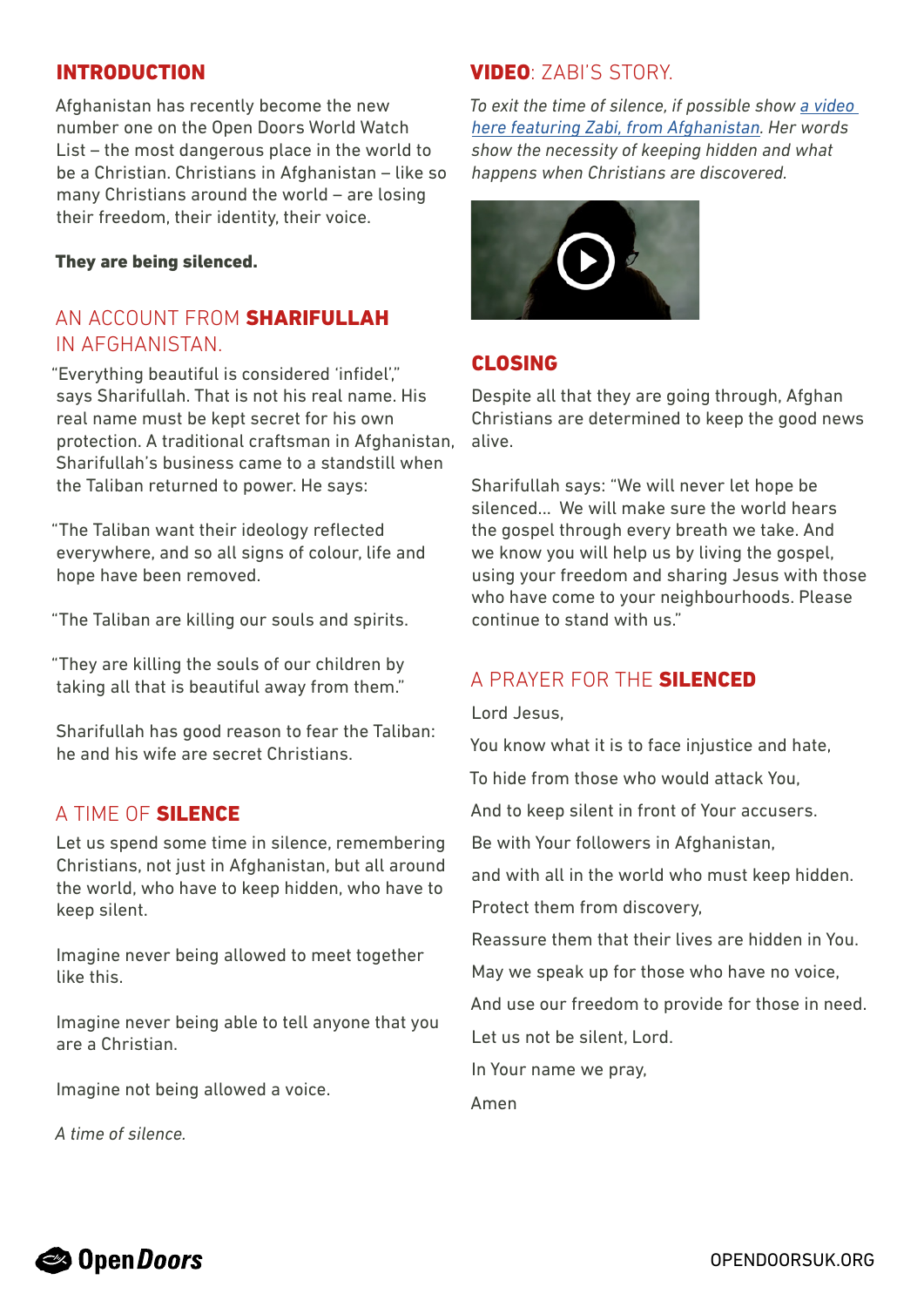## INTRODUCTION

Afghanistan has recently become the new number one on the Open Doors World Watch List – the most dangerous place in the world to be a Christian. Christians in Afghanistan – like so many Christians around the world – are losing their freedom, their identity, their voice.

**They are being silenced.**

## AN ACCOUNT FROM **SHARIFULLAH** IN AFGHANISTAN.

"Everything beautiful is considered 'infidel'," says Sharifullah. That is not his real name. His real name must be kept secret for his own protection. A traditional craftsman in Afghanistan, Sharifullah's business came to a standstill when the Taliban returned to power. He says:

"The Taliban want their ideology reflected everywhere, and so all signs of colour, life and hope have been removed.

"The Taliban are killing our souls and spirits.

"They are killing the souls of our children by taking all that is beautiful away from them."

Sharifullah has good reason to fear the Taliban: he and his wife are secret Christians.

## A TIME OF **SILENCE**

Let us spend some time in silence, remembering Christians, not just in Afghanistan, but all around the world, who have to keep hidden, who have to keep silent.

Imagine never being allowed to meet together like this.

Imagine never being able to tell anyone that you are a Christian.

Imagine not being allowed a voice.

*A time of silence.*

## **VIDEO**: ZABI'S STORY.

*To exit the time of silence, if possible show [a video here featuring Zabi, from Afghanistan](). Her words show the necessity of keeping hidden and what happens when Christians are discovered.*

## CLOSING

Despite all that they are going through, Afghan Christians are determined to keep the good news alive.

Sharifullah says: "We will never let hope be silenced... We will make sure the world hears the gospel through every breath we take. And we know you will help us by living the gospel, using your freedom and sharing Jesus with those who have come to your neighbourhoods. Please continue to stand with us."

## A PRAYER FOR THE **SILENCED**

Lord Jesus,

You know what it is to face injustice and hate,

To hide from those who would attack You,

And to keep silent in front of Your accusers.

Be with Your followers in Afghanistan,

and with all in the world who must keep hidden.

Protect them from discovery,

Reassure them that their lives are hidden in You.

May we speak up for those who have no voice,

And use our freedom to provide for those in need.

Let us not be silent, Lord.

In Your name we pray,

Amen

Open Doors

OPENDOORSUK.ORG